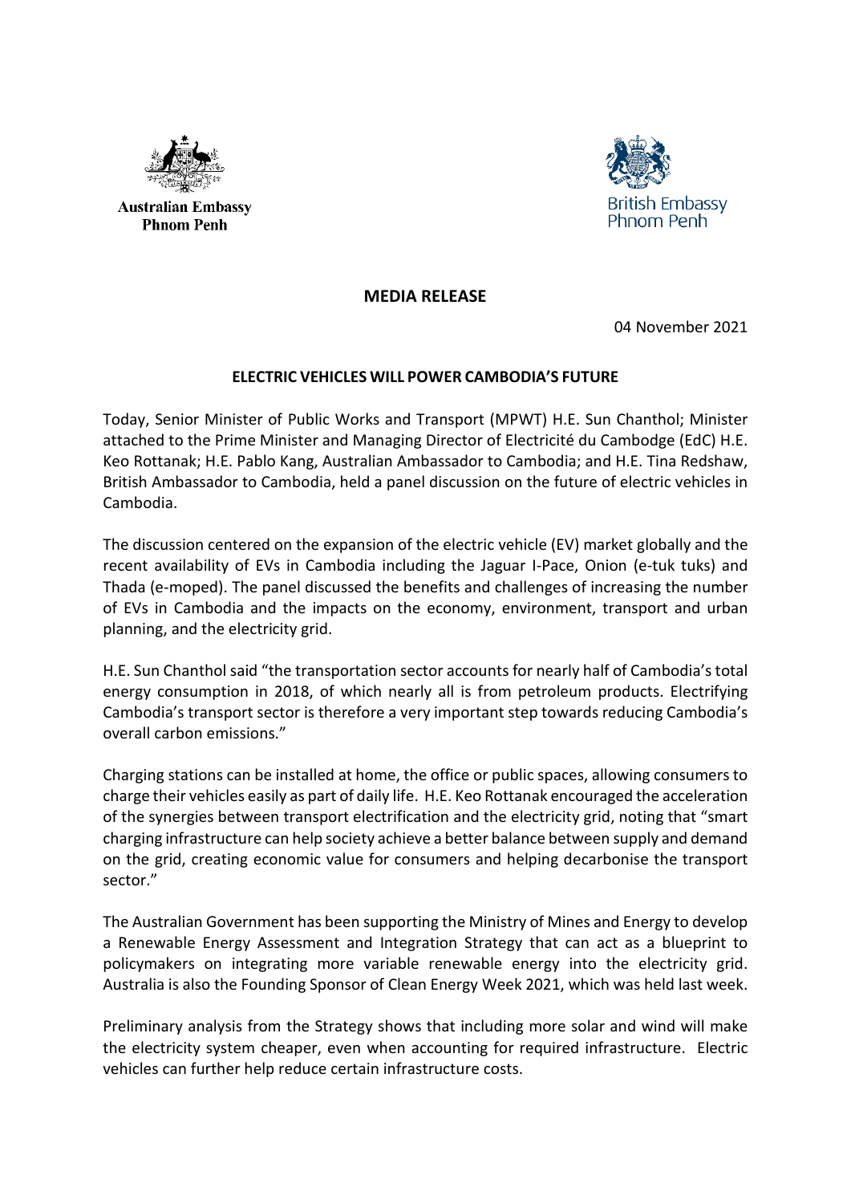Australian Embassy
Phnom Penh

British Embassy
Phnom Penh

**MEDIA RELEASE**

04 November 2021

**ELECTRIC VEHICLES WILL POWER CAMBODIA'S FUTURE**

Today, Senior Minister of Public Works and Transport (MPWT) H.E. Sun Chanthol; Minister attached to the Prime Minister and Managing Director of Electricité du Cambodge (EdC) H.E. Keo Rottanak; H.E. Pablo Kang, Australian Ambassador to Cambodia; and H.E. Tina Redshaw, British Ambassador to Cambodia, held a panel discussion on the future of electric vehicles in Cambodia.

The discussion centered on the expansion of the electric vehicle (EV) market globally and the recent availability of EVs in Cambodia including the Jaguar I-Pace, Onion (e-tuk tuks) and Thada (e-moped). The panel discussed the benefits and challenges of increasing the number of EVs in Cambodia and the impacts on the economy, environment, transport and urban planning, and the electricity grid.

H.E. Sun Chanthol said "the transportation sector accounts for nearly half of Cambodia's total energy consumption in 2018, of which nearly all is from petroleum products. Electrifying Cambodia's transport sector is therefore a very important step towards reducing Cambodia's overall carbon emissions."

Charging stations can be installed at home, the office or public spaces, allowing consumers to charge their vehicles easily as part of daily life. H.E. Keo Rottanak encouraged the acceleration of the synergies between transport electrification and the electricity grid, noting that "smart charging infrastructure can help society achieve a better balance between supply and demand on the grid, creating economic value for consumers and helping decarbonise the transport sector."

The Australian Government has been supporting the Ministry of Mines and Energy to develop a Renewable Energy Assessment and Integration Strategy that can act as a blueprint to policymakers on integrating more variable renewable energy into the electricity grid. Australia is also the Founding Sponsor of Clean Energy Week 2021, which was held last week.

Preliminary analysis from the Strategy shows that including more solar and wind will make the electricity system cheaper, even when accounting for required infrastructure. Electric vehicles can further help reduce certain infrastructure costs.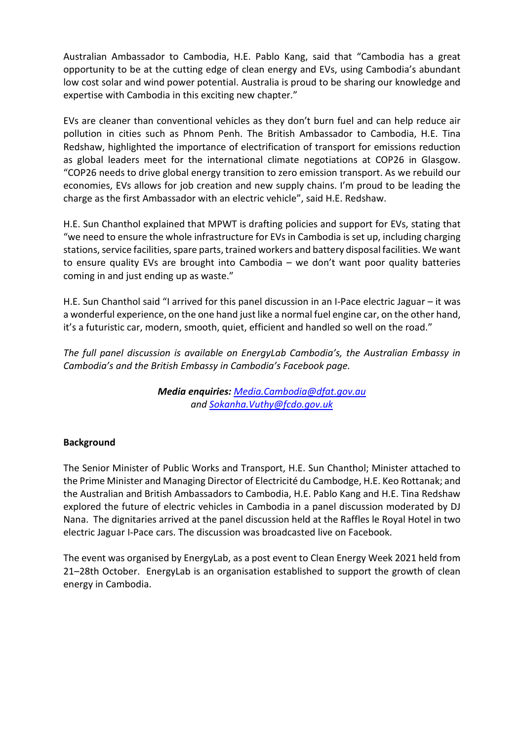Australian Ambassador to Cambodia, H.E. Pablo Kang, said that "Cambodia has a great opportunity to be at the cutting edge of clean energy and EVs, using Cambodia's abundant low cost solar and wind power potential. Australia is proud to be sharing our knowledge and expertise with Cambodia in this exciting new chapter."

EVs are cleaner than conventional vehicles as they don't burn fuel and can help reduce air pollution in cities such as Phnom Penh. The British Ambassador to Cambodia, H.E. Tina Redshaw, highlighted the importance of electrification of transport for emissions reduction as global leaders meet for the international climate negotiations at COP26 in Glasgow. "COP26 needs to drive global energy transition to zero emission transport. As we rebuild our economies, EVs allows for job creation and new supply chains. I'm proud to be leading the charge as the first Ambassador with an electric vehicle", said H.E. Redshaw.

H.E. Sun Chanthol explained that MPWT is drafting policies and support for EVs, stating that "we need to ensure the whole infrastructure for EVs in Cambodia is set up, including charging stations, service facilities, spare parts, trained workers and battery disposal facilities. We want to ensure quality EVs are brought into Cambodia – we don't want poor quality batteries coming in and just ending up as waste."

H.E. Sun Chanthol said "I arrived for this panel discussion in an I-Pace electric Jaguar – it was a wonderful experience, on the one hand just like a normal fuel engine car, on the other hand, it's a futuristic car, modern, smooth, quiet, efficient and handled so well on the road."

*The full panel discussion is available on EnergyLab Cambodia's, the Australian Embassy in Cambodia's and the British Embassy in Cambodia's Facebook page.*

***Media enquiries:*** *Media.Cambodia@dfat.gov.au and Sokanha.Vuthy@fcdo.gov.uk*

**Background**

The Senior Minister of Public Works and Transport, H.E. Sun Chanthol; Minister attached to the Prime Minister and Managing Director of Electricité du Cambodge, H.E. Keo Rottanak; and the Australian and British Ambassadors to Cambodia, H.E. Pablo Kang and H.E. Tina Redshaw explored the future of electric vehicles in Cambodia in a panel discussion moderated by DJ Nana. The dignitaries arrived at the panel discussion held at the Raffles le Royal Hotel in two electric Jaguar I-Pace cars. The discussion was broadcasted live on Facebook.

The event was organised by EnergyLab, as a post event to Clean Energy Week 2021 held from 21–28th October. EnergyLab is an organisation established to support the growth of clean energy in Cambodia.